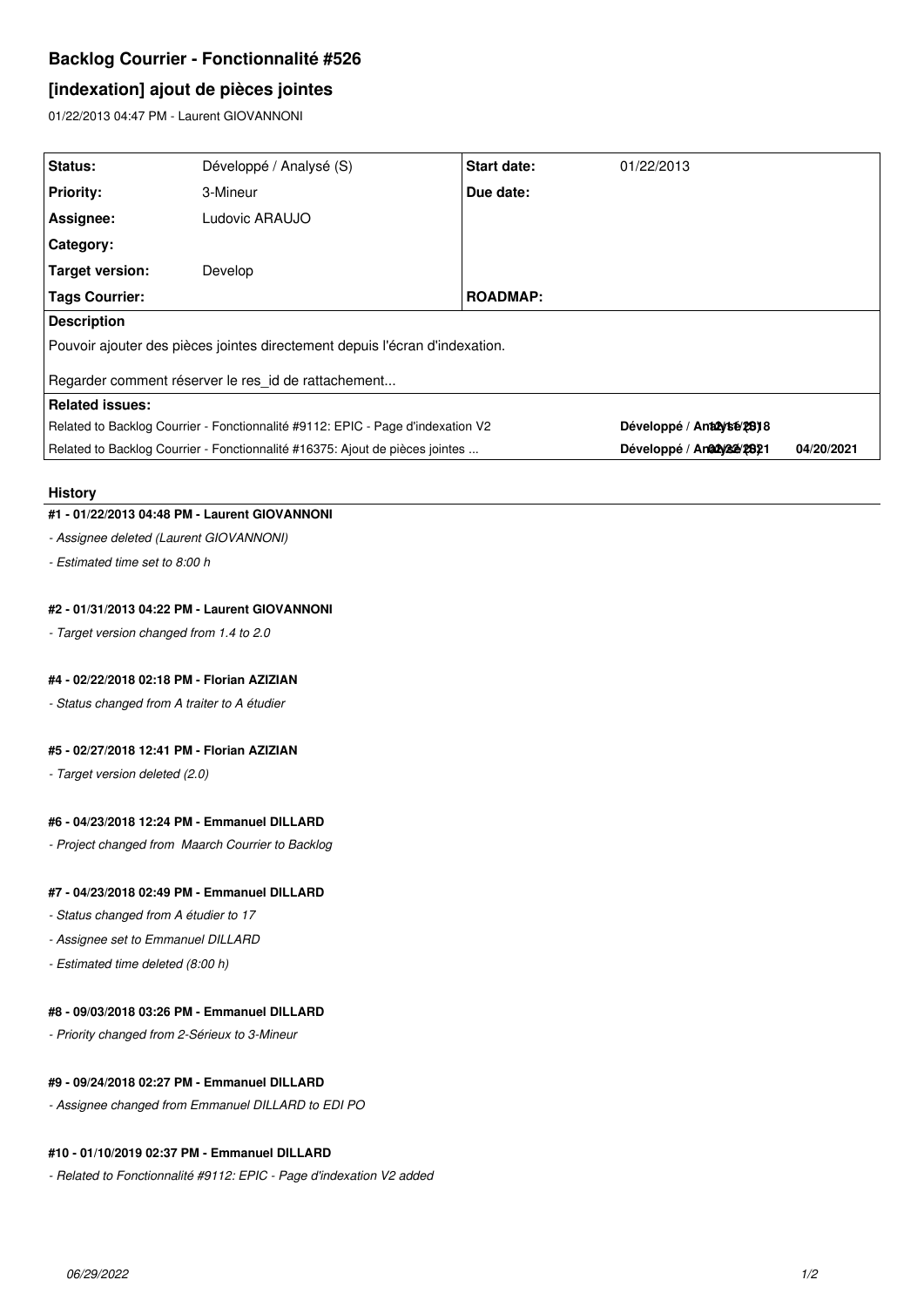# Backlog Courrier - Fonctionnalité #526

## [indexation] ajout de pièces jointes

01/22/2013 04:47 PM - Laurent GIOVANNONI

| | | | |
|---|---|---|---|
| **Status:** | Développé / Analysé (S) | **Start date:** | 01/22/2013 |
| **Priority:** | 3-Mineur | **Due date:** | |
| **Assignee:** | Ludovic ARAUJO | | |
| **Category:** | | | |
| **Target version:** | Develop | | |
| **Tags Courrier:** | | **ROADMAP:** | |

**Description**

Pouvoir ajouter des pièces jointes directement depuis l'écran d'indexation.

Regarder comment réserver le res_id de rattachement...

**Related issues:**

| | | |
|---|---|---|
| Related to Backlog Courrier - Fonctionnalité #9112: EPIC - Page d'indexation V2 | Développé / Analysé (S) 12/16/2018 | |
| Related to Backlog Courrier - Fonctionnalité #16375: Ajout de pièces jointes ... | Développé / Analysé (S) 02/22/2021 | 04/20/2021 |

### History

#### #1 - 01/22/2013 04:48 PM - Laurent GIOVANNONI

- *Assignee deleted (Laurent GIOVANNONI)*
- *Estimated time set to 8:00 h*

#### #2 - 01/31/2013 04:22 PM - Laurent GIOVANNONI

- *Target version changed from 1.4 to 2.0*

#### #4 - 02/22/2018 02:18 PM - Florian AZIZIAN

- *Status changed from A traiter to A étudier*

#### #5 - 02/27/2018 12:41 PM - Florian AZIZIAN

- *Target version deleted (2.0)*

#### #6 - 04/23/2018 12:24 PM - Emmanuel DILLARD

- *Project changed from Maarch Courrier to Backlog*

#### #7 - 04/23/2018 02:49 PM - Emmanuel DILLARD

- *Status changed from A étudier to 17*
- *Assignee set to Emmanuel DILLARD*
- *Estimated time deleted (8:00 h)*

#### #8 - 09/03/2018 03:26 PM - Emmanuel DILLARD

- *Priority changed from 2-Sérieux to 3-Mineur*

#### #9 - 09/24/2018 02:27 PM - Emmanuel DILLARD

- *Assignee changed from Emmanuel DILLARD to EDI PO*

#### #10 - 01/10/2019 02:37 PM - Emmanuel DILLARD

- *Related to Fonctionnalité #9112: EPIC - Page d'indexation V2 added*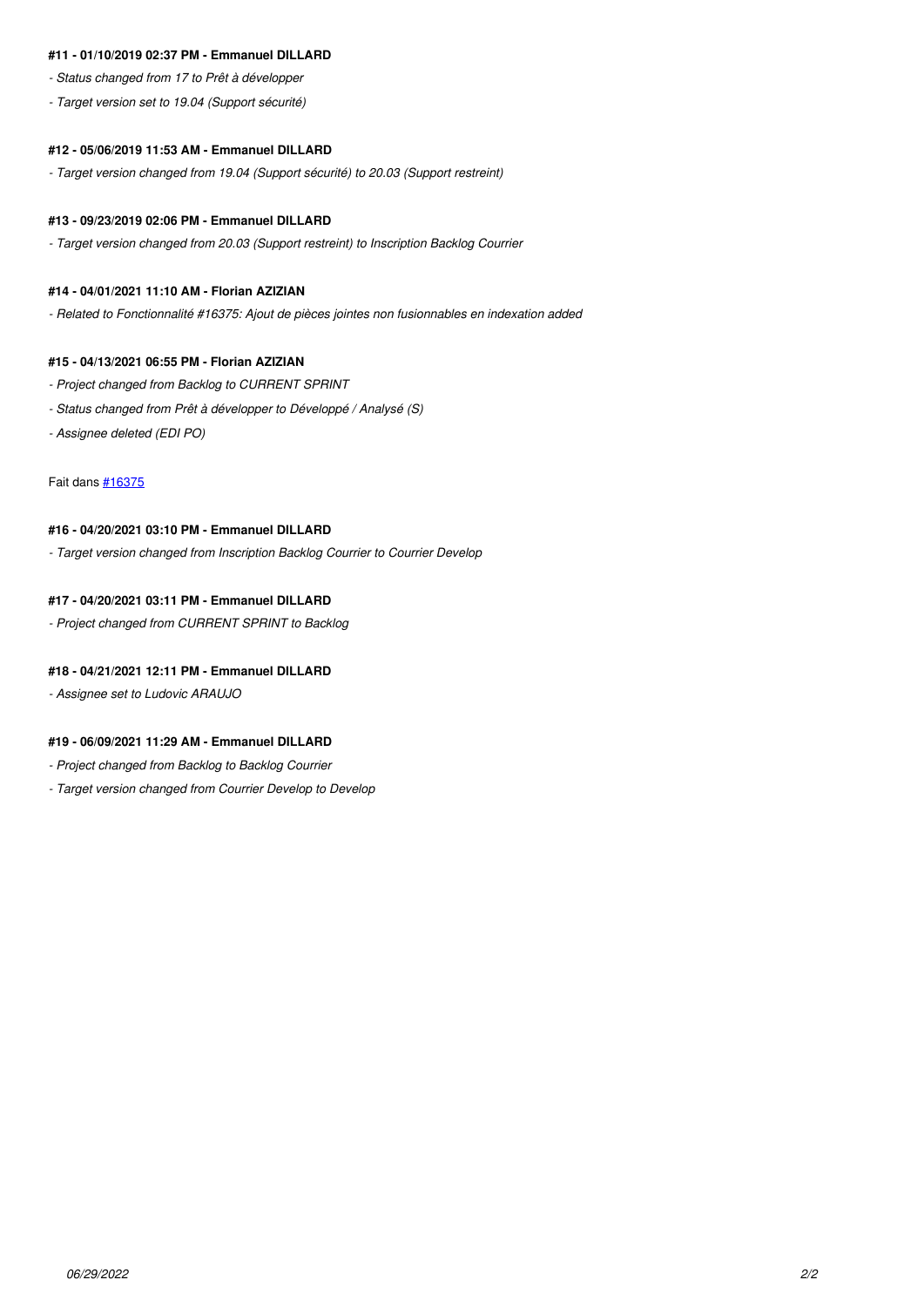#### #11 - 01/10/2019 02:37 PM - Emmanuel DILLARD

- *Status changed from 17 to Prêt à développer*
- *Target version set to 19.04 (Support sécurité)*

#### #12 - 05/06/2019 11:53 AM - Emmanuel DILLARD

- *Target version changed from 19.04 (Support sécurité) to 20.03 (Support restreint)*

#### #13 - 09/23/2019 02:06 PM - Emmanuel DILLARD

- *Target version changed from 20.03 (Support restreint) to Inscription Backlog Courrier*

#### #14 - 04/01/2021 11:10 AM - Florian AZIZIAN

- *Related to Fonctionnalité #16375: Ajout de pièces jointes non fusionnables en indexation added*

#### #15 - 04/13/2021 06:55 PM - Florian AZIZIAN

- *Project changed from Backlog to CURRENT SPRINT*
- *Status changed from Prêt à développer to Développé / Analysé (S)*
- *Assignee deleted (EDI PO)*

Fait dans #16375

#### #16 - 04/20/2021 03:10 PM - Emmanuel DILLARD

- *Target version changed from Inscription Backlog Courrier to Courrier Develop*

#### #17 - 04/20/2021 03:11 PM - Emmanuel DILLARD

- *Project changed from CURRENT SPRINT to Backlog*

#### #18 - 04/21/2021 12:11 PM - Emmanuel DILLARD

- *Assignee set to Ludovic ARAUJO*

#### #19 - 06/09/2021 11:29 AM - Emmanuel DILLARD

- *Project changed from Backlog to Backlog Courrier*
- *Target version changed from Courrier Develop to Develop*